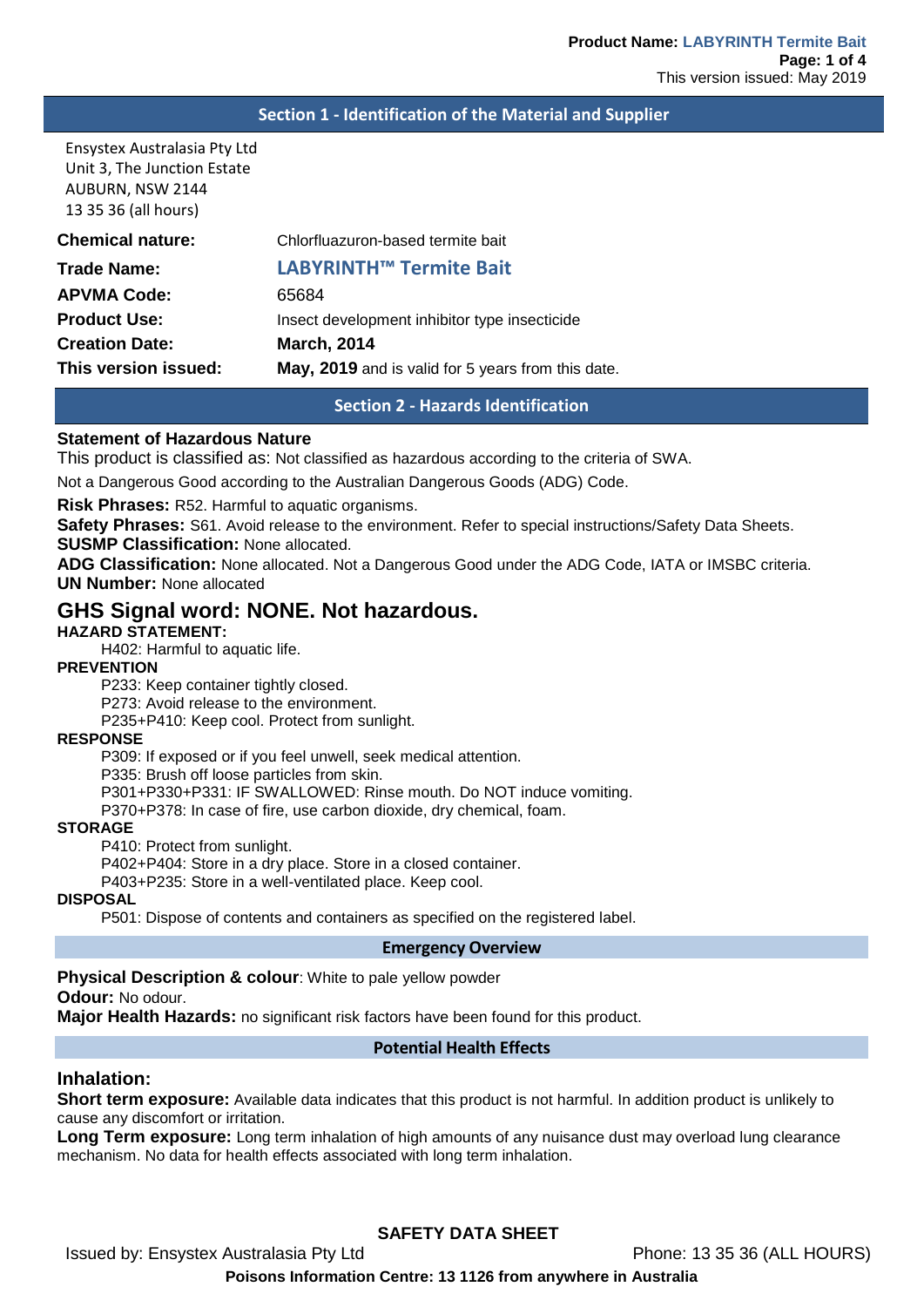## Section 1 - Identification of the Material and Supplier

Ensystex Australasia Pty Ltd
Unit 3, The Junction Estate
AUBURN, NSW 2144
13 35 36 (all hours)

| | |
|---|---|
| **Chemical nature:** | Chlorfluazuron-based termite bait |
| **Trade Name:** | **LABYRINTH™ Termite Bait** |
| **APVMA Code:** | 65684 |
| **Product Use:** | Insect development inhibitor type insecticide |
| **Creation Date:** | **March, 2014** |
| **This version issued:** | **May, 2019** and is valid for 5 years from this date. |

## Section 2 - Hazards Identification

**Statement of Hazardous Nature**

This product is classified as: Not classified as hazardous according to the criteria of SWA.

Not a Dangerous Good according to the Australian Dangerous Goods (ADG) Code.

**Risk Phrases:** R52. Harmful to aquatic organisms.

**Safety Phrases:** S61. Avoid release to the environment. Refer to special instructions/Safety Data Sheets.

**SUSMP Classification:** None allocated.

**ADG Classification:** None allocated. Not a Dangerous Good under the ADG Code, IATA or IMSBC criteria.

**UN Number:** None allocated

# GHS Signal word: NONE. Not hazardous.

**HAZARD STATEMENT:**

H402: Harmful to aquatic life.

**PREVENTION**

P233: Keep container tightly closed.
P273: Avoid release to the environment.
P235+P410: Keep cool. Protect from sunlight.

**RESPONSE**

P309: If exposed or if you feel unwell, seek medical attention.
P335: Brush off loose particles from skin.
P301+P330+P331: IF SWALLOWED: Rinse mouth. Do NOT induce vomiting.
P370+P378: In case of fire, use carbon dioxide, dry chemical, foam.

**STORAGE**

P410: Protect from sunlight.
P402+P404: Store in a dry place. Store in a closed container.
P403+P235: Store in a well-ventilated place. Keep cool.

**DISPOSAL**

P501: Dispose of contents and containers as specified on the registered label.

### Emergency Overview

**Physical Description & colour**: White to pale yellow powder

**Odour:** No odour.

**Major Health Hazards:** no significant risk factors have been found for this product.

### Potential Health Effects

### Inhalation:

**Short term exposure:** Available data indicates that this product is not harmful. In addition product is unlikely to cause any discomfort or irritation.

**Long Term exposure:** Long term inhalation of high amounts of any nuisance dust may overload lung clearance mechanism. No data for health effects associated with long term inhalation.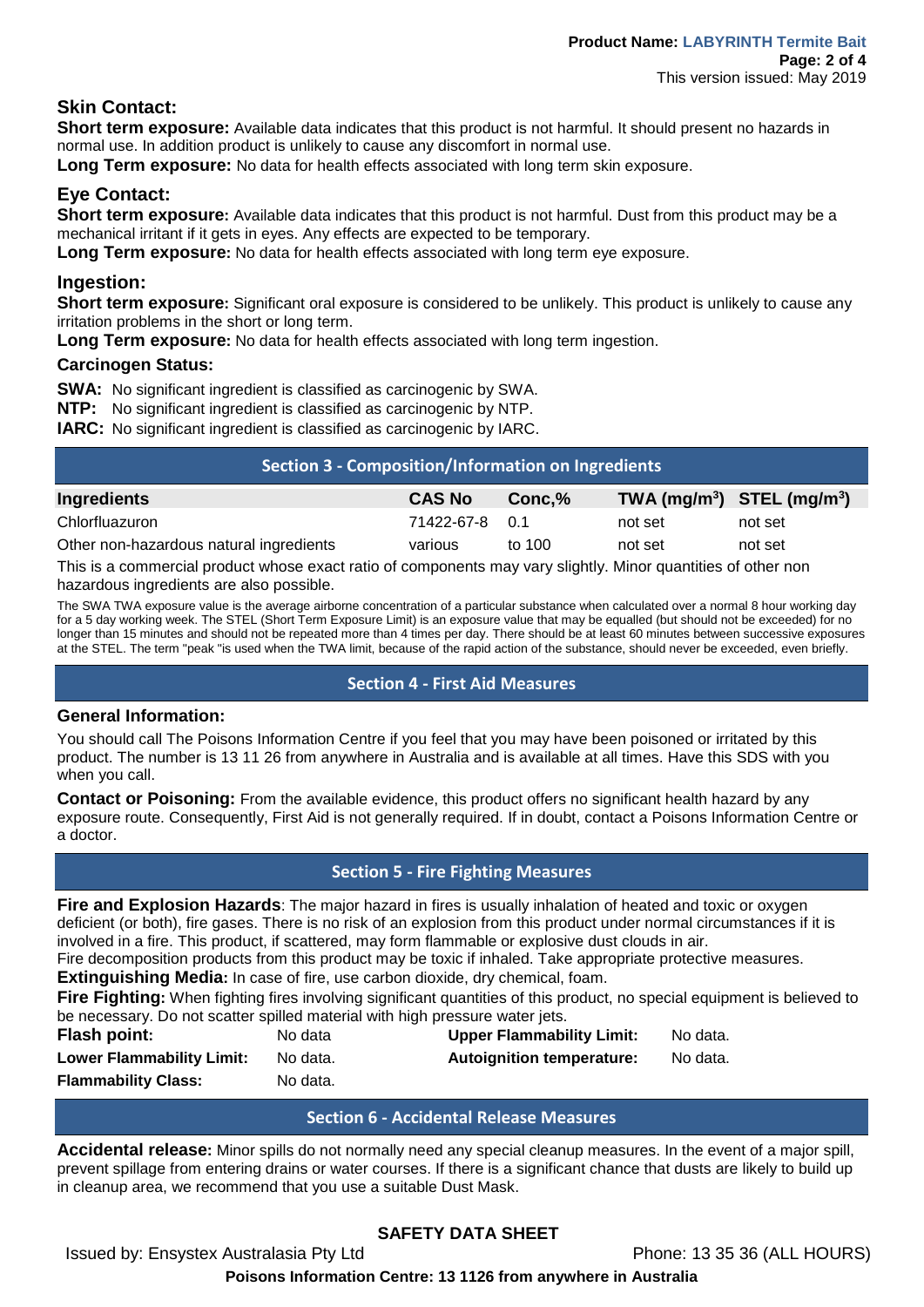### Skin Contact:

**Short term exposure:** Available data indicates that this product is not harmful. It should present no hazards in normal use. In addition product is unlikely to cause any discomfort in normal use.

**Long Term exposure:** No data for health effects associated with long term skin exposure.

### Eye Contact:

**Short term exposure:** Available data indicates that this product is not harmful. Dust from this product may be a mechanical irritant if it gets in eyes. Any effects are expected to be temporary.

**Long Term exposure:** No data for health effects associated with long term eye exposure.

### Ingestion:

**Short term exposure:** Significant oral exposure is considered to be unlikely. This product is unlikely to cause any irritation problems in the short or long term.

**Long Term exposure:** No data for health effects associated with long term ingestion.

#### Carcinogen Status:

**SWA:** No significant ingredient is classified as carcinogenic by SWA.

**NTP:** No significant ingredient is classified as carcinogenic by NTP.

**IARC:** No significant ingredient is classified as carcinogenic by IARC.

## Section 3 - Composition/Information on Ingredients

| Ingredients | CAS No | Conc,% | TWA ($mg/m^3$) | STEL ($mg/m^3$) |
|---|---|---|---|---|
| Chlorfluazuron | 71422-67-8 | 0.1 | not set | not set |
| Other non-hazardous natural ingredients | various | to 100 | not set | not set |

This is a commercial product whose exact ratio of components may vary slightly. Minor quantities of other non hazardous ingredients are also possible.

The SWA TWA exposure value is the average airborne concentration of a particular substance when calculated over a normal 8 hour working day for a 5 day working week. The STEL (Short Term Exposure Limit) is an exposure value that may be equalled (but should not be exceeded) for no longer than 15 minutes and should not be repeated more than 4 times per day. There should be at least 60 minutes between successive exposures at the STEL. The term "peak "is used when the TWA limit, because of the rapid action of the substance, should never be exceeded, even briefly.

## Section 4 - First Aid Measures

### General Information:

You should call The Poisons Information Centre if you feel that you may have been poisoned or irritated by this product. The number is 13 11 26 from anywhere in Australia and is available at all times. Have this SDS with you when you call.

**Contact or Poisoning:** From the available evidence, this product offers no significant health hazard by any exposure route. Consequently, First Aid is not generally required. If in doubt, contact a Poisons Information Centre or a doctor.

## Section 5 - Fire Fighting Measures

**Fire and Explosion Hazards**: The major hazard in fires is usually inhalation of heated and toxic or oxygen deficient (or both), fire gases. There is no risk of an explosion from this product under normal circumstances if it is involved in a fire. This product, if scattered, may form flammable or explosive dust clouds in air.

Fire decomposition products from this product may be toxic if inhaled. Take appropriate protective measures.

**Extinguishing Media:** In case of fire, use carbon dioxide, dry chemical, foam.

**Fire Fighting:** When fighting fires involving significant quantities of this product, no special equipment is believed to be necessary. Do not scatter spilled material with high pressure water jets.

| | | | |
|---|---|---|---|
| **Flash point:** | No data | **Upper Flammability Limit:** | No data. |
| **Lower Flammability Limit:** | No data. | **Autoignition temperature:** | No data. |
| **Flammability Class:** | No data. | | |

## Section 6 - Accidental Release Measures

**Accidental release:** Minor spills do not normally need any special cleanup measures. In the event of a major spill, prevent spillage from entering drains or water courses. If there is a significant chance that dusts are likely to build up in cleanup area, we recommend that you use a suitable Dust Mask.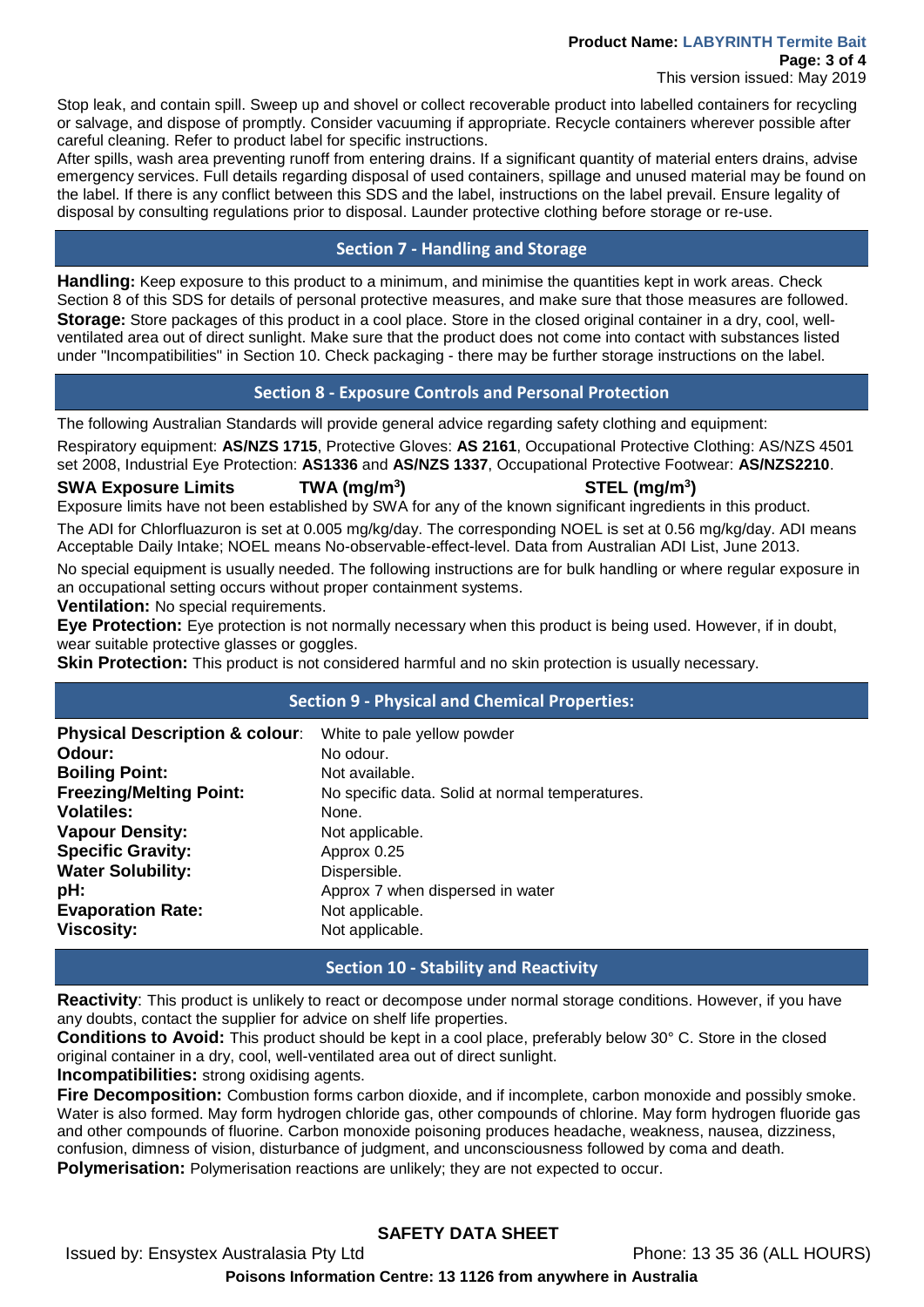Stop leak, and contain spill. Sweep up and shovel or collect recoverable product into labelled containers for recycling or salvage, and dispose of promptly. Consider vacuuming if appropriate. Recycle containers wherever possible after careful cleaning. Refer to product label for specific instructions.

After spills, wash area preventing runoff from entering drains. If a significant quantity of material enters drains, advise emergency services. Full details regarding disposal of used containers, spillage and unused material may be found on the label. If there is any conflict between this SDS and the label, instructions on the label prevail. Ensure legality of disposal by consulting regulations prior to disposal. Launder protective clothing before storage or re-use.

## Section 7 - Handling and Storage

**Handling:** Keep exposure to this product to a minimum, and minimise the quantities kept in work areas. Check Section 8 of this SDS for details of personal protective measures, and make sure that those measures are followed.

**Storage:** Store packages of this product in a cool place. Store in the closed original container in a dry, cool, well-ventilated area out of direct sunlight. Make sure that the product does not come into contact with substances listed under "Incompatibilities" in Section 10. Check packaging - there may be further storage instructions on the label.

## Section 8 - Exposure Controls and Personal Protection

The following Australian Standards will provide general advice regarding safety clothing and equipment:

Respiratory equipment: **AS/NZS 1715**, Protective Gloves: **AS 2161**, Occupational Protective Clothing: AS/NZS 4501 set 2008, Industrial Eye Protection: **AS1336** and **AS/NZS 1337**, Occupational Protective Footwear: **AS/NZS2210**.

| SWA Exposure Limits | TWA ($mg/m^3$) | STEL ($mg/m^3$) |
|---|---|---|

Exposure limits have not been established by SWA for any of the known significant ingredients in this product.

The ADI for Chlorfluazuron is set at 0.005 mg/kg/day. The corresponding NOEL is set at 0.56 mg/kg/day. ADI means Acceptable Daily Intake; NOEL means No-observable-effect-level. Data from Australian ADI List, June 2013.

No special equipment is usually needed. The following instructions are for bulk handling or where regular exposure in an occupational setting occurs without proper containment systems.

**Ventilation:** No special requirements.

**Eye Protection:** Eye protection is not normally necessary when this product is being used. However, if in doubt, wear suitable protective glasses or goggles.

**Skin Protection:** This product is not considered harmful and no skin protection is usually necessary.

## Section 9 - Physical and Chemical Properties:

| | |
|---|---|
| **Physical Description & colour**: | White to pale yellow powder |
| **Odour:** | No odour. |
| **Boiling Point:** | Not available. |
| **Freezing/Melting Point:** | No specific data. Solid at normal temperatures. |
| **Volatiles:** | None. |
| **Vapour Density:** | Not applicable. |
| **Specific Gravity:** | Approx 0.25 |
| **Water Solubility:** | Dispersible. |
| **pH:** | Approx 7 when dispersed in water |
| **Evaporation Rate:** | Not applicable. |
| **Viscosity:** | Not applicable. |

## Section 10 - Stability and Reactivity

**Reactivity**: This product is unlikely to react or decompose under normal storage conditions. However, if you have any doubts, contact the supplier for advice on shelf life properties.

**Conditions to Avoid:** This product should be kept in a cool place, preferably below 30° C. Store in the closed original container in a dry, cool, well-ventilated area out of direct sunlight.

**Incompatibilities:** strong oxidising agents.

**Fire Decomposition:** Combustion forms carbon dioxide, and if incomplete, carbon monoxide and possibly smoke. Water is also formed. May form hydrogen chloride gas, other compounds of chlorine. May form hydrogen fluoride gas and other compounds of fluorine. Carbon monoxide poisoning produces headache, weakness, nausea, dizziness, confusion, dimness of vision, disturbance of judgment, and unconsciousness followed by coma and death.

**Polymerisation:** Polymerisation reactions are unlikely; they are not expected to occur.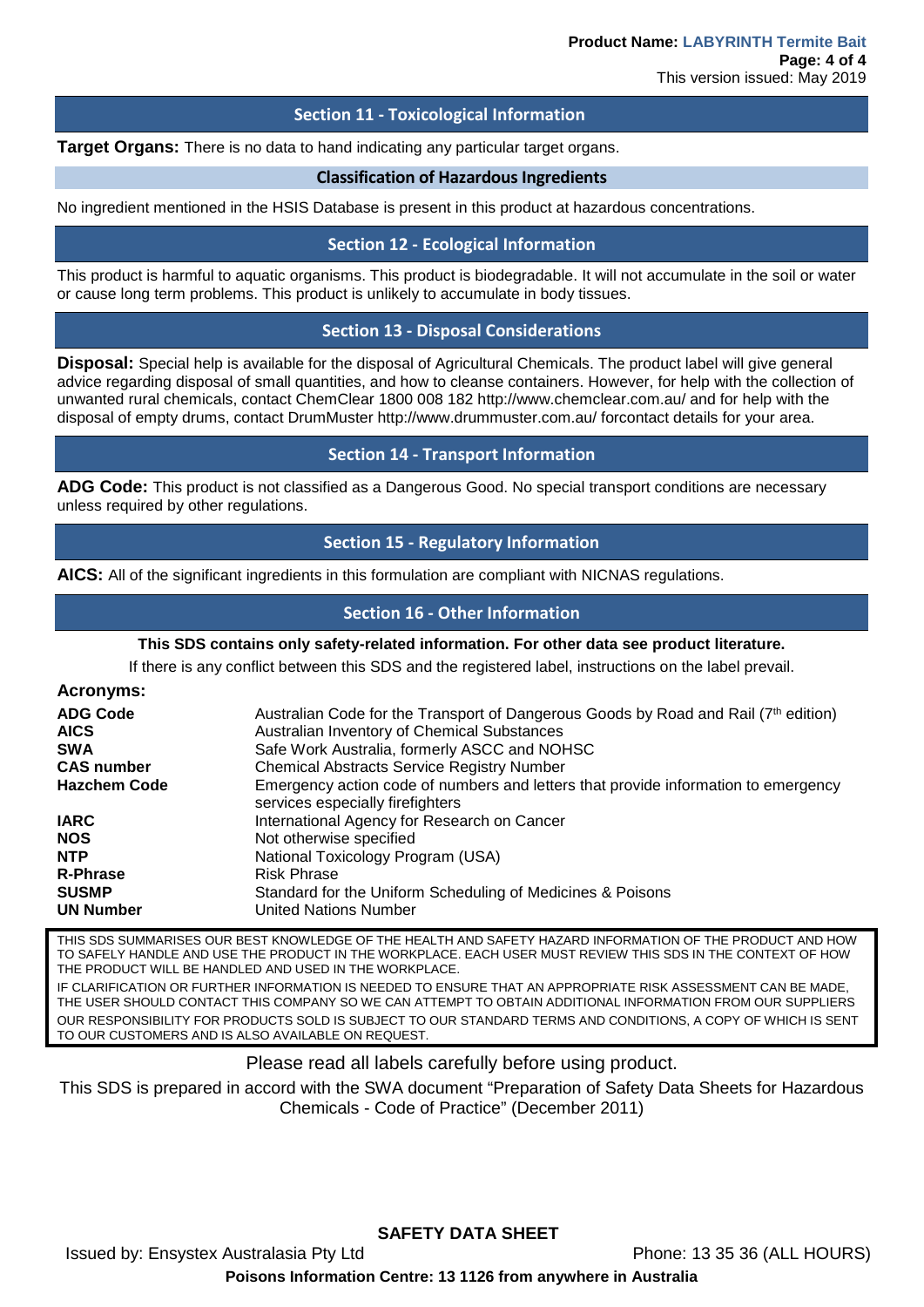## Section 11 - Toxicological Information

**Target Organs:** There is no data to hand indicating any particular target organs.

### Classification of Hazardous Ingredients

No ingredient mentioned in the HSIS Database is present in this product at hazardous concentrations.

## Section 12 - Ecological Information

This product is harmful to aquatic organisms. This product is biodegradable. It will not accumulate in the soil or water or cause long term problems. This product is unlikely to accumulate in body tissues.

## Section 13 - Disposal Considerations

**Disposal:** Special help is available for the disposal of Agricultural Chemicals. The product label will give general advice regarding disposal of small quantities, and how to cleanse containers. However, for help with the collection of unwanted rural chemicals, contact ChemClear 1800 008 182 http://www.chemclear.com.au/ and for help with the disposal of empty drums, contact DrumMuster http://www.drummuster.com.au/ forcontact details for your area.

## Section 14 - Transport Information

**ADG Code:** This product is not classified as a Dangerous Good. No special transport conditions are necessary unless required by other regulations.

## Section 15 - Regulatory Information

**AICS:** All of the significant ingredients in this formulation are compliant with NICNAS regulations.

## Section 16 - Other Information

**This SDS contains only safety-related information. For other data see product literature.**

If there is any conflict between this SDS and the registered label, instructions on the label prevail.

**Acronyms:**

| | |
|---|---|
| **ADG Code** | Australian Code for the Transport of Dangerous Goods by Road and Rail (7th edition) |
| **AICS** | Australian Inventory of Chemical Substances |
| **SWA** | Safe Work Australia, formerly ASCC and NOHSC |
| **CAS number** | Chemical Abstracts Service Registry Number |
| **Hazchem Code** | Emergency action code of numbers and letters that provide information to emergency services especially firefighters |
| **IARC** | International Agency for Research on Cancer |
| **NOS** | Not otherwise specified |
| **NTP** | National Toxicology Program (USA) |
| **R-Phrase** | Risk Phrase |
| **SUSMP** | Standard for the Uniform Scheduling of Medicines & Poisons |
| **UN Number** | United Nations Number |

THIS SDS SUMMARISES OUR BEST KNOWLEDGE OF THE HEALTH AND SAFETY HAZARD INFORMATION OF THE PRODUCT AND HOW TO SAFELY HANDLE AND USE THE PRODUCT IN THE WORKPLACE. EACH USER MUST REVIEW THIS SDS IN THE CONTEXT OF HOW THE PRODUCT WILL BE HANDLED AND USED IN THE WORKPLACE.

IF CLARIFICATION OR FURTHER INFORMATION IS NEEDED TO ENSURE THAT AN APPROPRIATE RISK ASSESSMENT CAN BE MADE, THE USER SHOULD CONTACT THIS COMPANY SO WE CAN ATTEMPT TO OBTAIN ADDITIONAL INFORMATION FROM OUR SUPPLIERS

OUR RESPONSIBILITY FOR PRODUCTS SOLD IS SUBJECT TO OUR STANDARD TERMS AND CONDITIONS, A COPY OF WHICH IS SENT TO OUR CUSTOMERS AND IS ALSO AVAILABLE ON REQUEST.

Please read all labels carefully before using product.

This SDS is prepared in accord with the SWA document "Preparation of Safety Data Sheets for Hazardous Chemicals - Code of Practice" (December 2011)